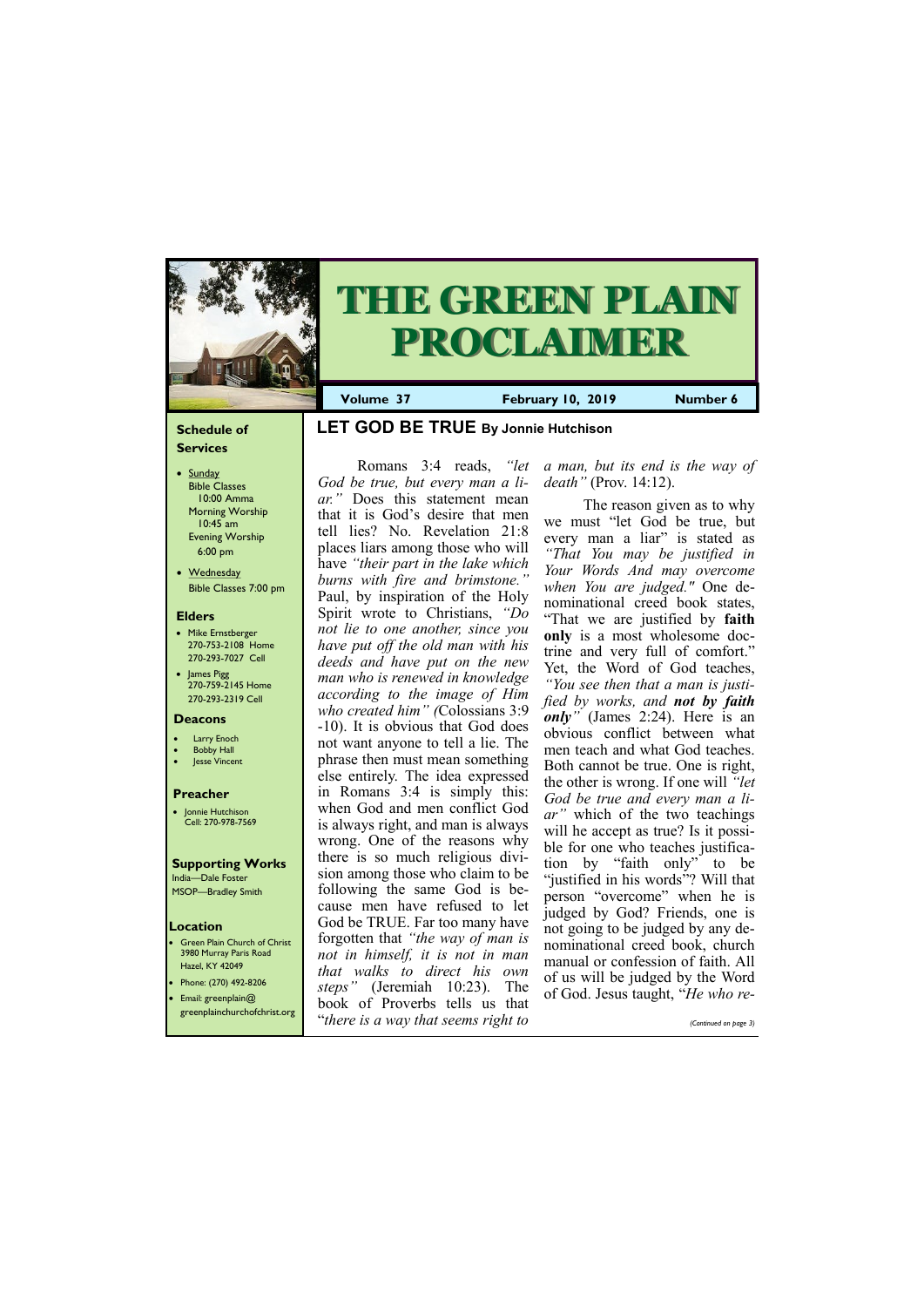# THE GREEN PLAIN PROCLAIMER

**Volume 37** | **February 10, 2019** | **Number 6**

### Schedule of Services

- Sunday
  - Bible Classes 10:00 Amma
  - Morning Worship 10:45 am
  - Evening Worship 6:00 pm
- Wednesday
  - Bible Classes 7:00 pm

### Elders

- Mike Ernstberger 270-753-2108 Home 270-293-7027 Cell
- James Pigg 270-759-2145 Home 270-293-2319 Cell

### Deacons

- Larry Enoch
- Bobby Hall
- Jesse Vincent

### Preacher

- Jonnie Hutchison Cell: 270-978-7569

### Supporting Works

India—Dale Foster
MSOP—Bradley Smith

### Location

- Green Plain Church of Christ 3980 Murray Paris Road Hazel, KY 42049
- Phone: (270) 492-8206
- Email: greenplain@greenplainchurchofchrist.org

## LET GOD BE TRUE By Jonnie Hutchison

Romans 3:4 reads, *"let God be true, but every man a liar."* Does this statement mean that it is God's desire that men tell lies? No. Revelation 21:8 places liars among those who will have *"their part in the lake which burns with fire and brimstone."* Paul, by inspiration of the Holy Spirit wrote to Christians, *"Do not lie to one another, since you have put off the old man with his deeds and have put on the new man who is renewed in knowledge according to the image of Him who created him" (*Colossians 3:9-10). It is obvious that God does not want anyone to tell a lie. The phrase then must mean something else entirely. The idea expressed in Romans 3:4 is simply this: when God and men conflict God is always right, and man is always wrong. One of the reasons why there is so much religious division among those who claim to be following the same God is because men have refused to let God be TRUE. Far too many have forgotten that *"the way of man is not in himself, it is not in man that walks to direct his own steps"* (Jeremiah 10:23). The book of Proverbs tells us that "*there is a way that seems right to a man, but its end is the way of death"* (Prov. 14:12).

The reason given as to why we must "let God be true, but every man a liar" is stated as *"That You may be justified in Your Words And may overcome when You are judged."* One denominational creed book states, "That we are justified by **faith only** is a most wholesome doctrine and very full of comfort." Yet, the Word of God teaches, *"You see then that a man is justified by works, and* ***not by faith only"*** (James 2:24). Here is an obvious conflict between what men teach and what God teaches. Both cannot be true. One is right, the other is wrong. If one will *"let God be true and every man a liar"* which of the two teachings will he accept as true? Is it possible for one who teaches justification by "faith only" to be "justified in his words"? Will that person "overcome" when he is judged by God? Friends, one is not going to be judged by any denominational creed book, church manual or confession of faith. All of us will be judged by the Word of God. Jesus taught, "*He who re-*

*(Continued on page 3)*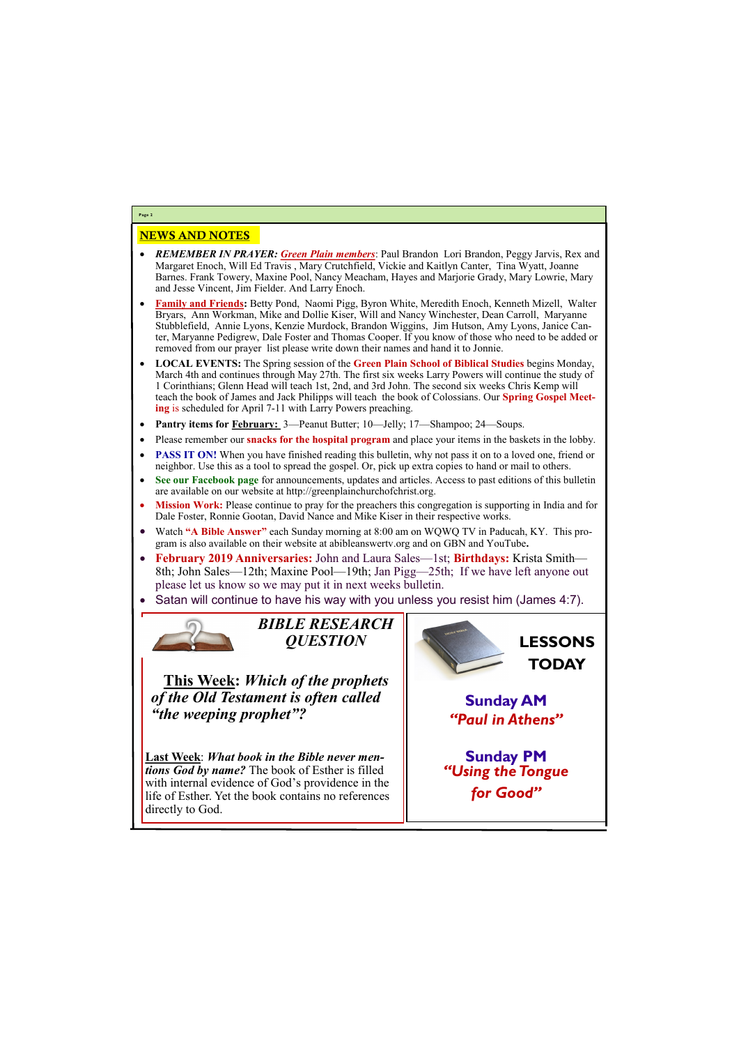## NEWS AND NOTES

- ***REMEMBER IN PRAYER:*** ***Green Plain members***: Paul Brandon Lori Brandon, Peggy Jarvis, Rex and Margaret Enoch, Will Ed Travis , Mary Crutchfield, Vickie and Kaitlyn Canter, Tina Wyatt, Joanne Barnes. Frank Towery, Maxine Pool, Nancy Meacham, Hayes and Marjorie Grady, Mary Lowrie, Mary and Jesse Vincent, Jim Fielder. And Larry Enoch.
- **Family and Friends:** Betty Pond, Naomi Pigg, Byron White, Meredith Enoch, Kenneth Mizell, Walter Bryars, Ann Workman, Mike and Dollie Kiser, Will and Nancy Winchester, Dean Carroll, Maryanne Stubblefield, Annie Lyons, Kenzie Murdock, Brandon Wiggins, Jim Hutson, Amy Lyons, Janice Canter, Maryanne Pedigrew, Dale Foster and Thomas Cooper. If you know of those who need to be added or removed from our prayer list please write down their names and hand it to Jonnie.
- **LOCAL EVENTS:** The Spring session of the **Green Plain School of Biblical Studies** begins Monday, March 4th and continues through May 27th. The first six weeks Larry Powers will continue the study of 1 Corinthians; Glenn Head will teach 1st, 2nd, and 3rd John. The second six weeks Chris Kemp will teach the book of James and Jack Philipps will teach the book of Colossians. Our **Spring Gospel Meeting** is scheduled for April 7-11 with Larry Powers preaching.
- **Pantry items for February:** 3—Peanut Butter; 10—Jelly; 17—Shampoo; 24—Soups.
- Please remember our **snacks for the hospital program** and place your items in the baskets in the lobby.
- **PASS IT ON!** When you have finished reading this bulletin, why not pass it on to a loved one, friend or neighbor. Use this as a tool to spread the gospel. Or, pick up extra copies to hand or mail to others.
- **See our Facebook page** for announcements, updates and articles. Access to past editions of this bulletin are available on our website at http://greenplainchurchofchrist.org.
- **Mission Work:** Please continue to pray for the preachers this congregation is supporting in India and for Dale Foster, Ronnie Gootan, David Nance and Mike Kiser in their respective works.
- Watch **"A Bible Answer"** each Sunday morning at 8:00 am on WQWQ TV in Paducah, KY. This program is also available on their website at abibleanswertv.org and on GBN and YouTube**.**
- **February 2019 Anniversaries:** John and Laura Sales—1st; **Birthdays:** Krista Smith—8th; John Sales—12th; Maxine Pool—19th; Jan Pigg—25th; If we have left anyone out please let us know so we may put it in next weeks bulletin.
- Satan will continue to have his way with you unless you resist him (James 4:7).

## BIBLE RESEARCH QUESTION

**This Week**: ***Which of the prophets of the Old Testament is often called "the weeping prophet"?***

**Last Week**: ***What book in the Bible never mentions God by name?*** The book of Esther is filled with internal evidence of God's providence in the life of Esther. Yet the book contains no references directly to God.

## LESSONS TODAY

**Sunday AM**

***"Paul in Athens"***

**Sunday PM**

***"Using the Tongue for Good"***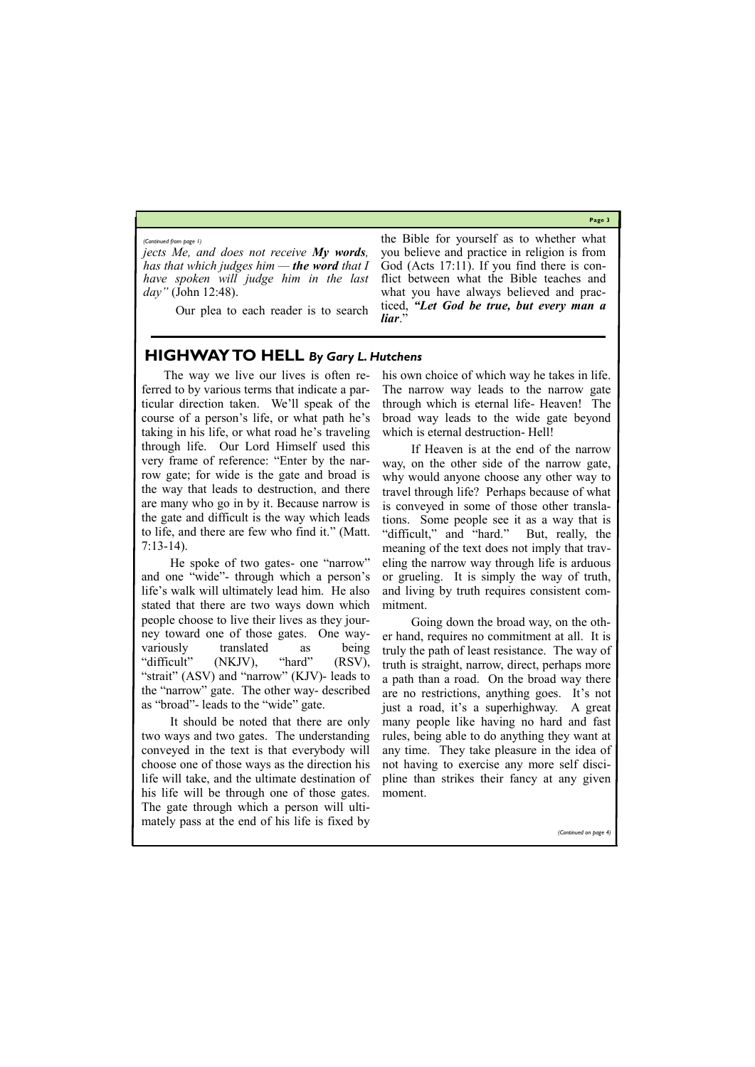*(Continued from page 1)*

*jects Me, and does not receive **My words**, has that which judges him — **the word** that I have spoken will judge him in the last day"* (John 12:48).

Our plea to each reader is to search the Bible for yourself as to whether what you believe and practice in religion is from God (Acts 17:11). If you find there is conflict between what the Bible teaches and what you have always believed and practiced, ***"Let God be true, but every man a liar***."

---

## HIGHWAY TO HELL *By Gary L. Hutchens*

The way we live our lives is often referred to by various terms that indicate a particular direction taken. We'll speak of the course of a person's life, or what path he's taking in his life, or what road he's traveling through life. Our Lord Himself used this very frame of reference: "Enter by the narrow gate; for wide is the gate and broad is the way that leads to destruction, and there are many who go in by it. Because narrow is the gate and difficult is the way which leads to life, and there are few who find it." (Matt. 7:13-14).

He spoke of two gates- one "narrow" and one "wide"- through which a person's life's walk will ultimately lead him. He also stated that there are two ways down which people choose to live their lives as they journey toward one of those gates. One way- variously translated as being "difficult" (NKJV), "hard" (RSV), "strait" (ASV) and "narrow" (KJV)- leads to the "narrow" gate. The other way- described as "broad"- leads to the "wide" gate.

It should be noted that there are only two ways and two gates. The understanding conveyed in the text is that everybody will choose one of those ways as the direction his life will take, and the ultimate destination of his life will be through one of those gates. The gate through which a person will ultimately pass at the end of his life is fixed by his own choice of which way he takes in life. The narrow way leads to the narrow gate through which is eternal life- Heaven! The broad way leads to the wide gate beyond which is eternal destruction- Hell!

If Heaven is at the end of the narrow way, on the other side of the narrow gate, why would anyone choose any other way to travel through life? Perhaps because of what is conveyed in some of those other translations. Some people see it as a way that is "difficult," and "hard." But, really, the meaning of the text does not imply that traveling the narrow way through life is arduous or grueling. It is simply the way of truth, and living by truth requires consistent commitment.

Going down the broad way, on the other hand, requires no commitment at all. It is truly the path of least resistance. The way of truth is straight, narrow, direct, perhaps more a path than a road. On the broad way there are no restrictions, anything goes. It's not just a road, it's a superhighway. A great many people like having no hard and fast rules, being able to do anything they want at any time. They take pleasure in the idea of not having to exercise any more self discipline than strikes their fancy at any given moment.

*(Continued on page 4)*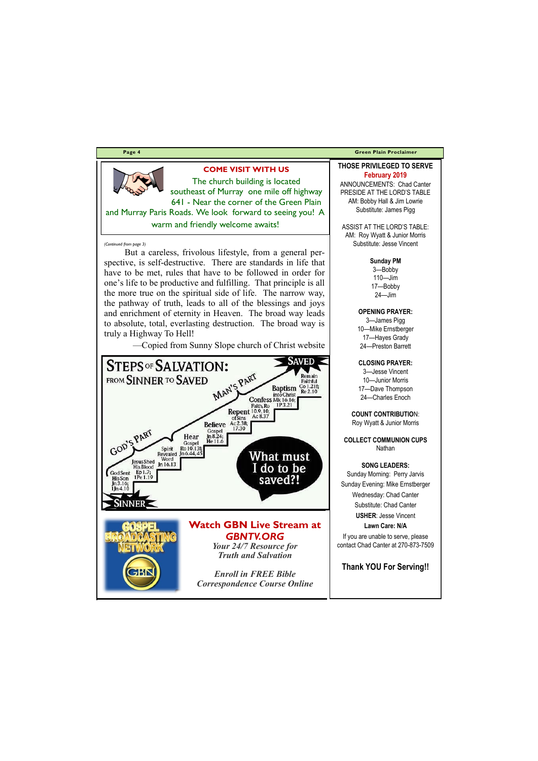## COME VISIT WITH US

The church building is located southeast of Murray one mile off highway 641 - Near the corner of the Green Plain and Murray Paris Roads. We look forward to seeing you! A warm and friendly welcome awaits!

*(Continued from page 3)*

But a careless, frivolous lifestyle, from a general perspective, is self-destructive. There are standards in life that have to be met, rules that have to be followed in order for one's life to be productive and fulfilling. That principle is all the more true on the spiritual side of life. The narrow way, the pathway of truth, leads to all of the blessings and joys and enrichment of eternity in Heaven. The broad way leads to absolute, total, everlasting destruction. The broad way is truly a Highway To Hell!

—Copied from Sunny Slope church of Christ website

**STEPS OF SALVATION:**
FROM SINNER TO SAVED

SAVED
MAN'S PART
Remain Faithful Co 1.21f; Re 2.10
Baptism into Christ
Confess Faith, Ro Mk 16.16; 1P 3.21
Repent of Sins 10.9,10; Ac 8.37
Believe Ac 2.38; 17.30
Hear Gospel Jn 8.24; He 11.6
GOD'S PART
Spirit Revealed Word Ro 10.13f; Jn 6.44,45
Jesus Shed His Blood Jn 16.13
God Sent His Son Ep 1.7; 1Pe 1.19; Jn 3.16; 1Jn 4.10
SINNER

What must I do to be saved?!

GOSPEL BROADCASTING NETWORK
GBN

## Watch GBN Live Stream at *GBNTV.ORG*

*Your 24/7 Resource for Truth and Salvation*

*Enroll in FREE Bible Correspondence Course Online*

## THOSE PRIVILEGED TO SERVE

**February 2019**

ANNOUNCEMENTS: Chad Canter

PRESIDE AT THE LORD'S TABLE
AM: Bobby Hall & Jim Lowrie
Substitute: James Pigg

ASSIST AT THE LORD'S TABLE:
AM: Roy Wyatt & Junior Morris
Substitute: Jesse Vincent

**Sunday PM**
3—Bobby
110—Jim
17—Bobby
24—Jim

**OPENING PRAYER:**
3—James Pigg
10—Mike Ernstberger
17—Hayes Grady
24—Preston Barrett

**CLOSING PRAYER:**
3—Jesse Vincent
10—Junior Morris
17—Dave Thompson
24—Charles Enoch

**COUNT CONTRIBUTION:**
Roy Wyatt & Junior Morris

**COLLECT COMMUNION CUPS**
Nathan

**SONG LEADERS:**
Sunday Morning: Perry Jarvis
Sunday Evening: Mike Ernstberger
Wednesday: Chad Canter
Substitute: Chad Canter

**USHER**: Jesse Vincent

**Lawn Care: N/A**

If you are unable to serve, please contact Chad Canter at 270-873-7509

**Thank YOU For Serving!!**